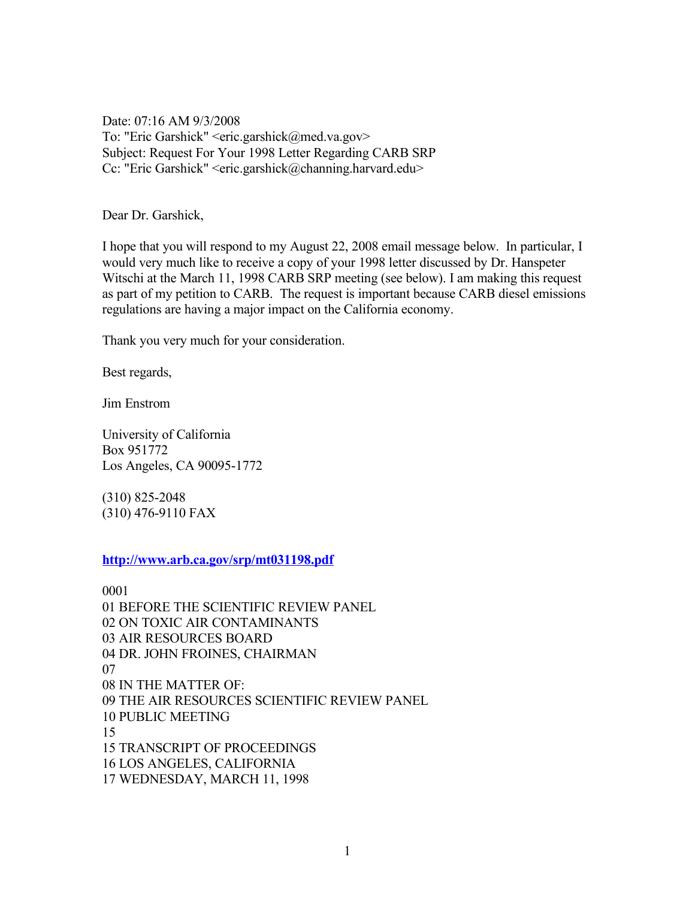Date: 07:16 AM 9/3/2008
To: "Eric Garshick" <eric.garshick@med.va.gov>
Subject: Request For Your 1998 Letter Regarding CARB SRP
Cc: "Eric Garshick" <eric.garshick@channing.harvard.edu>

Dear Dr. Garshick,

I hope that you will respond to my August 22, 2008 email message below. In particular, I would very much like to receive a copy of your 1998 letter discussed by Dr. Hanspeter Witschi at the March 11, 1998 CARB SRP meeting (see below). I am making this request as part of my petition to CARB. The request is important because CARB diesel emissions regulations are having a major impact on the California economy.

Thank you very much for your consideration.

Best regards,

Jim Enstrom

University of California
Box 951772
Los Angeles, CA 90095-1772

(310) 825-2048
(310) 476-9110 FAX

**http://www.arb.ca.gov/srp/mt031198.pdf**

0001
01 BEFORE THE SCIENTIFIC REVIEW PANEL
02 ON TOXIC AIR CONTAMINANTS
03 AIR RESOURCES BOARD
04 DR. JOHN FROINES, CHAIRMAN
07
08 IN THE MATTER OF:
09 THE AIR RESOURCES SCIENTIFIC REVIEW PANEL
10 PUBLIC MEETING
15
15 TRANSCRIPT OF PROCEEDINGS
16 LOS ANGELES, CALIFORNIA
17 WEDNESDAY, MARCH 11, 1998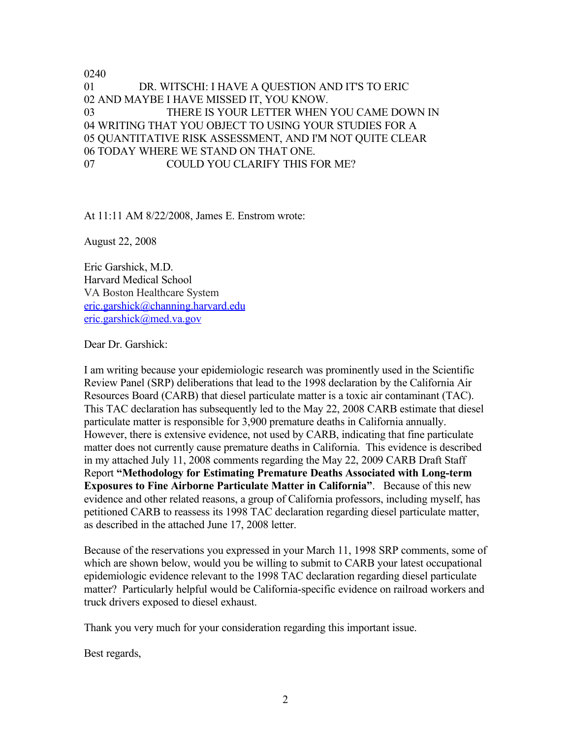0240
01 DR. WITSCHI: I HAVE A QUESTION AND IT'S TO ERIC
02 AND MAYBE I HAVE MISSED IT, YOU KNOW.
03 THERE IS YOUR LETTER WHEN YOU CAME DOWN IN
04 WRITING THAT YOU OBJECT TO USING YOUR STUDIES FOR A
05 QUANTITATIVE RISK ASSESSMENT, AND I'M NOT QUITE CLEAR
06 TODAY WHERE WE STAND ON THAT ONE.
07 COULD YOU CLARIFY THIS FOR ME?

At 11:11 AM 8/22/2008, James E. Enstrom wrote:

August 22, 2008

Eric Garshick, M.D.
Harvard Medical School
VA Boston Healthcare System
eric.garshick@channing.harvard.edu
eric.garshick@med.va.gov

Dear Dr. Garshick:

I am writing because your epidemiologic research was prominently used in the Scientific Review Panel (SRP) deliberations that lead to the 1998 declaration by the California Air Resources Board (CARB) that diesel particulate matter is a toxic air contaminant (TAC). This TAC declaration has subsequently led to the May 22, 2008 CARB estimate that diesel particulate matter is responsible for 3,900 premature deaths in California annually. However, there is extensive evidence, not used by CARB, indicating that fine particulate matter does not currently cause premature deaths in California. This evidence is described in my attached July 11, 2008 comments regarding the May 22, 2009 CARB Draft Staff Report **"Methodology for Estimating Premature Deaths Associated with Long-term Exposures to Fine Airborne Particulate Matter in California"**. Because of this new evidence and other related reasons, a group of California professors, including myself, has petitioned CARB to reassess its 1998 TAC declaration regarding diesel particulate matter, as described in the attached June 17, 2008 letter.

Because of the reservations you expressed in your March 11, 1998 SRP comments, some of which are shown below, would you be willing to submit to CARB your latest occupational epidemiologic evidence relevant to the 1998 TAC declaration regarding diesel particulate matter? Particularly helpful would be California-specific evidence on railroad workers and truck drivers exposed to diesel exhaust.

Thank you very much for your consideration regarding this important issue.

Best regards,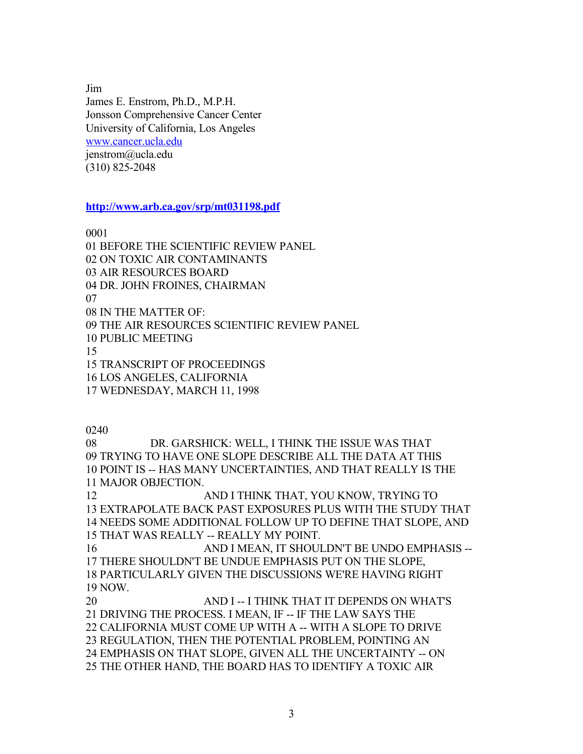Jim
James E. Enstrom, Ph.D., M.P.H.
Jonsson Comprehensive Cancer Center
University of California, Los Angeles
[www.cancer.ucla.edu](www.cancer.ucla.edu)
jenstrom@ucla.edu
(310) 825-2048

**[http://www.arb.ca.gov/srp/mt031198.pdf](http://www.arb.ca.gov/srp/mt031198.pdf)**

0001
01 BEFORE THE SCIENTIFIC REVIEW PANEL
02 ON TOXIC AIR CONTAMINANTS
03 AIR RESOURCES BOARD
04 DR. JOHN FROINES, CHAIRMAN
07
08 IN THE MATTER OF:
09 THE AIR RESOURCES SCIENTIFIC REVIEW PANEL
10 PUBLIC MEETING
15
15 TRANSCRIPT OF PROCEEDINGS
16 LOS ANGELES, CALIFORNIA
17 WEDNESDAY, MARCH 11, 1998

0240
08 DR. GARSHICK: WELL, I THINK THE ISSUE WAS THAT
09 TRYING TO HAVE ONE SLOPE DESCRIBE ALL THE DATA AT THIS
10 POINT IS -- HAS MANY UNCERTAINTIES, AND THAT REALLY IS THE
11 MAJOR OBJECTION.
12 AND I THINK THAT, YOU KNOW, TRYING TO
13 EXTRAPOLATE BACK PAST EXPOSURES PLUS WITH THE STUDY THAT
14 NEEDS SOME ADDITIONAL FOLLOW UP TO DEFINE THAT SLOPE, AND
15 THAT WAS REALLY -- REALLY MY POINT.
16 AND I MEAN, IT SHOULDN'T BE UNDO EMPHASIS --
17 THERE SHOULDN'T BE UNDUE EMPHASIS PUT ON THE SLOPE,
18 PARTICULARLY GIVEN THE DISCUSSIONS WE'RE HAVING RIGHT
19 NOW.
20 AND I -- I THINK THAT IT DEPENDS ON WHAT'S
21 DRIVING THE PROCESS. I MEAN, IF -- IF THE LAW SAYS THE
22 CALIFORNIA MUST COME UP WITH A -- WITH A SLOPE TO DRIVE
23 REGULATION, THEN THE POTENTIAL PROBLEM, POINTING AN
24 EMPHASIS ON THAT SLOPE, GIVEN ALL THE UNCERTAINTY -- ON
25 THE OTHER HAND, THE BOARD HAS TO IDENTIFY A TOXIC AIR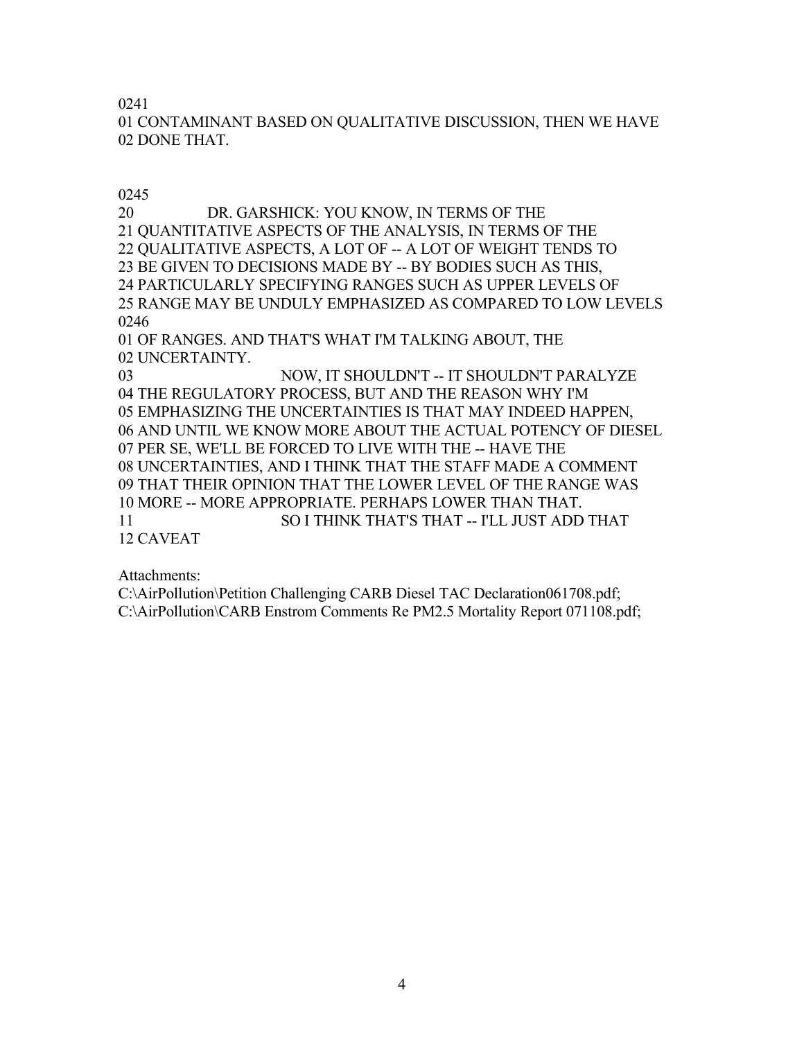0241
01 CONTAMINANT BASED ON QUALITATIVE DISCUSSION, THEN WE HAVE
02 DONE THAT.

0245
20 DR. GARSHICK: YOU KNOW, IN TERMS OF THE
21 QUANTITATIVE ASPECTS OF THE ANALYSIS, IN TERMS OF THE
22 QUALITATIVE ASPECTS, A LOT OF -- A LOT OF WEIGHT TENDS TO
23 BE GIVEN TO DECISIONS MADE BY -- BY BODIES SUCH AS THIS,
24 PARTICULARLY SPECIFYING RANGES SUCH AS UPPER LEVELS OF
25 RANGE MAY BE UNDULY EMPHASIZED AS COMPARED TO LOW LEVELS
0246
01 OF RANGES. AND THAT'S WHAT I'M TALKING ABOUT, THE
02 UNCERTAINTY.
03 NOW, IT SHOULDN'T -- IT SHOULDN'T PARALYZE
04 THE REGULATORY PROCESS, BUT AND THE REASON WHY I'M
05 EMPHASIZING THE UNCERTAINTIES IS THAT MAY INDEED HAPPEN,
06 AND UNTIL WE KNOW MORE ABOUT THE ACTUAL POTENCY OF DIESEL
07 PER SE, WE'LL BE FORCED TO LIVE WITH THE -- HAVE THE
08 UNCERTAINTIES, AND I THINK THAT THE STAFF MADE A COMMENT
09 THAT THEIR OPINION THAT THE LOWER LEVEL OF THE RANGE WAS
10 MORE -- MORE APPROPRIATE. PERHAPS LOWER THAN THAT.
11 SO I THINK THAT'S THAT -- I'LL JUST ADD THAT
12 CAVEAT

Attachments:
C:\AirPollution\Petition Challenging CARB Diesel TAC Declaration061708.pdf;
C:\AirPollution\CARB Enstrom Comments Re PM2.5 Mortality Report 071108.pdf;